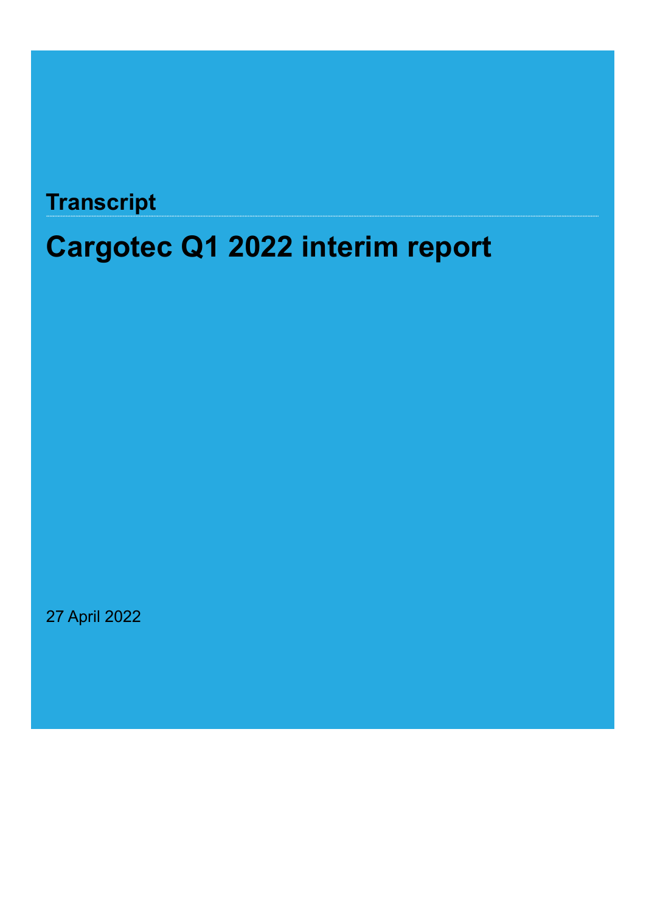**Transcript**

# Cargotec Q1 2022 interim report

27 April 2022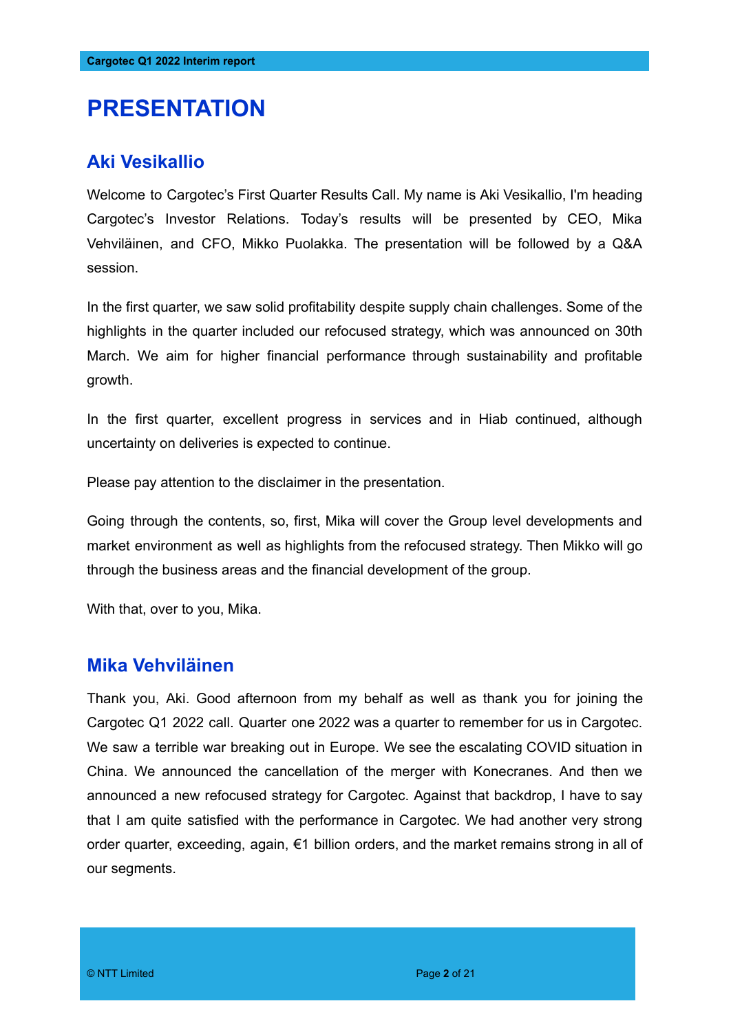# PRESENTATION

## Aki Vesikallio

Welcome to Cargotec's First Quarter Results Call. My name is Aki Vesikallio, I'm heading Cargotec's Investor Relations. Today's results will be presented by CEO, Mika Vehviläinen, and CFO, Mikko Puolakka. The presentation will be followed by a Q&A session.

In the first quarter, we saw solid profitability despite supply chain challenges. Some of the highlights in the quarter included our refocused strategy, which was announced on 30th March. We aim for higher financial performance through sustainability and profitable growth.

In the first quarter, excellent progress in services and in Hiab continued, although uncertainty on deliveries is expected to continue.

Please pay attention to the disclaimer in the presentation.

Going through the contents, so, first, Mika will cover the Group level developments and market environment as well as highlights from the refocused strategy. Then Mikko will go through the business areas and the financial development of the group.

With that, over to you, Mika.

## Mika Vehviläinen

Thank you, Aki. Good afternoon from my behalf as well as thank you for joining the Cargotec Q1 2022 call. Quarter one 2022 was a quarter to remember for us in Cargotec. We saw a terrible war breaking out in Europe. We see the escalating COVID situation in China. We announced the cancellation of the merger with Konecranes. And then we announced a new refocused strategy for Cargotec. Against that backdrop, I have to say that I am quite satisfied with the performance in Cargotec. We had another very strong order quarter, exceeding, again, €1 billion orders, and the market remains strong in all of our segments.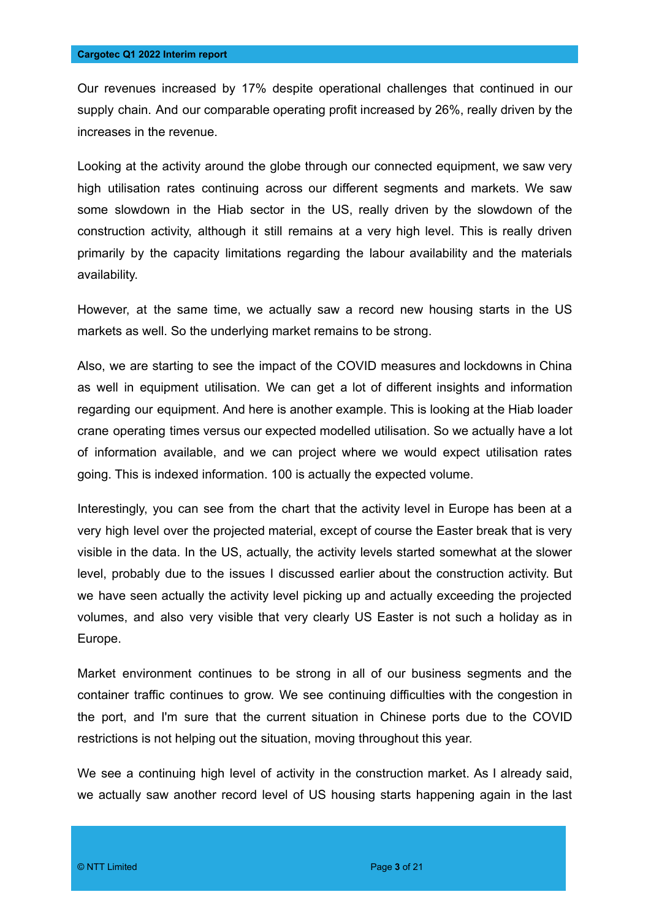Our revenues increased by 17% despite operational challenges that continued in our supply chain. And our comparable operating profit increased by 26%, really driven by the increases in the revenue.

Looking at the activity around the globe through our connected equipment, we saw very high utilisation rates continuing across our different segments and markets. We saw some slowdown in the Hiab sector in the US, really driven by the slowdown of the construction activity, although it still remains at a very high level. This is really driven primarily by the capacity limitations regarding the labour availability and the materials availability.

However, at the same time, we actually saw a record new housing starts in the US markets as well. So the underlying market remains to be strong.

Also, we are starting to see the impact of the COVID measures and lockdowns in China as well in equipment utilisation. We can get a lot of different insights and information regarding our equipment. And here is another example. This is looking at the Hiab loader crane operating times versus our expected modelled utilisation. So we actually have a lot of information available, and we can project where we would expect utilisation rates going. This is indexed information. 100 is actually the expected volume.

Interestingly, you can see from the chart that the activity level in Europe has been at a very high level over the projected material, except of course the Easter break that is very visible in the data. In the US, actually, the activity levels started somewhat at the slower level, probably due to the issues I discussed earlier about the construction activity. But we have seen actually the activity level picking up and actually exceeding the projected volumes, and also very visible that very clearly US Easter is not such a holiday as in Europe.

Market environment continues to be strong in all of our business segments and the container traffic continues to grow. We see continuing difficulties with the congestion in the port, and I'm sure that the current situation in Chinese ports due to the COVID restrictions is not helping out the situation, moving throughout this year.

We see a continuing high level of activity in the construction market. As I already said, we actually saw another record level of US housing starts happening again in the last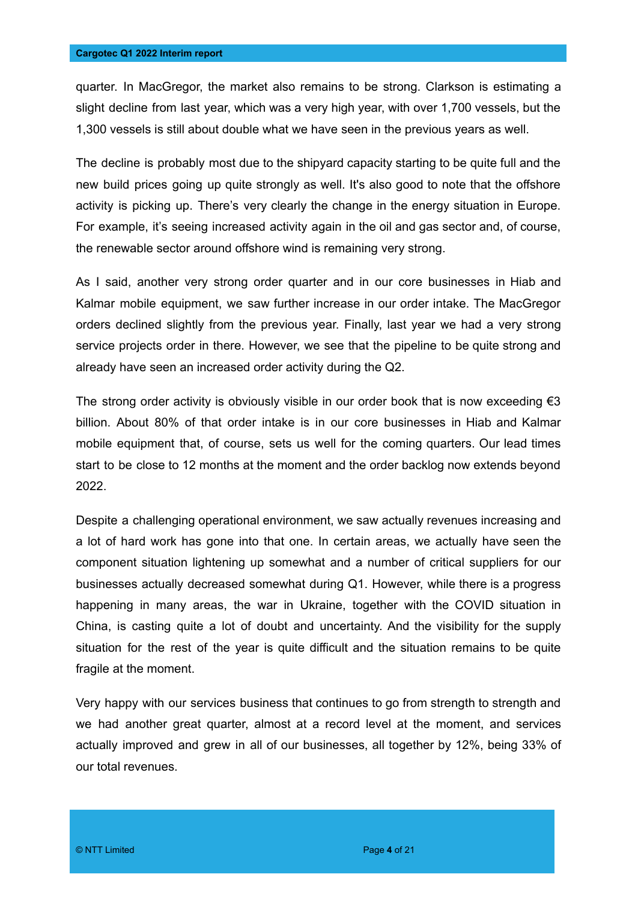quarter. In MacGregor, the market also remains to be strong. Clarkson is estimating a slight decline from last year, which was a very high year, with over 1,700 vessels, but the 1,300 vessels is still about double what we have seen in the previous years as well.

The decline is probably most due to the shipyard capacity starting to be quite full and the new build prices going up quite strongly as well. It's also good to note that the offshore activity is picking up. There's very clearly the change in the energy situation in Europe. For example, it's seeing increased activity again in the oil and gas sector and, of course, the renewable sector around offshore wind is remaining very strong.

As I said, another very strong order quarter and in our core businesses in Hiab and Kalmar mobile equipment, we saw further increase in our order intake. The MacGregor orders declined slightly from the previous year. Finally, last year we had a very strong service projects order in there. However, we see that the pipeline to be quite strong and already have seen an increased order activity during the Q2.

The strong order activity is obviously visible in our order book that is now exceeding €3 billion. About 80% of that order intake is in our core businesses in Hiab and Kalmar mobile equipment that, of course, sets us well for the coming quarters. Our lead times start to be close to 12 months at the moment and the order backlog now extends beyond 2022.

Despite a challenging operational environment, we saw actually revenues increasing and a lot of hard work has gone into that one. In certain areas, we actually have seen the component situation lightening up somewhat and a number of critical suppliers for our businesses actually decreased somewhat during Q1. However, while there is a progress happening in many areas, the war in Ukraine, together with the COVID situation in China, is casting quite a lot of doubt and uncertainty. And the visibility for the supply situation for the rest of the year is quite difficult and the situation remains to be quite fragile at the moment.

Very happy with our services business that continues to go from strength to strength and we had another great quarter, almost at a record level at the moment, and services actually improved and grew in all of our businesses, all together by 12%, being 33% of our total revenues.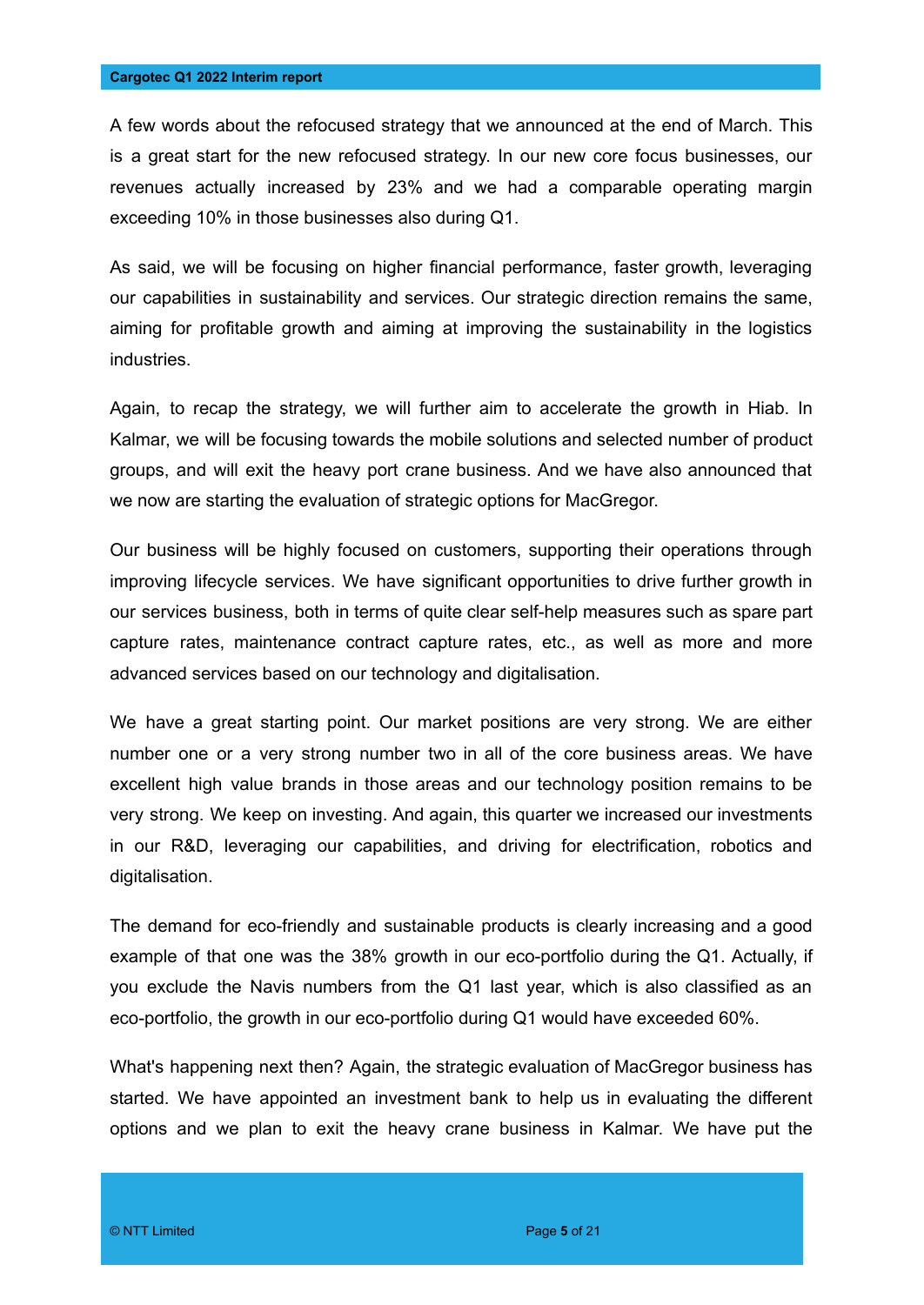A few words about the refocused strategy that we announced at the end of March. This is a great start for the new refocused strategy. In our new core focus businesses, our revenues actually increased by 23% and we had a comparable operating margin exceeding 10% in those businesses also during Q1.

As said, we will be focusing on higher financial performance, faster growth, leveraging our capabilities in sustainability and services. Our strategic direction remains the same, aiming for profitable growth and aiming at improving the sustainability in the logistics industries.

Again, to recap the strategy, we will further aim to accelerate the growth in Hiab. In Kalmar, we will be focusing towards the mobile solutions and selected number of product groups, and will exit the heavy port crane business. And we have also announced that we now are starting the evaluation of strategic options for MacGregor.

Our business will be highly focused on customers, supporting their operations through improving lifecycle services. We have significant opportunities to drive further growth in our services business, both in terms of quite clear self-help measures such as spare part capture rates, maintenance contract capture rates, etc., as well as more and more advanced services based on our technology and digitalisation.

We have a great starting point. Our market positions are very strong. We are either number one or a very strong number two in all of the core business areas. We have excellent high value brands in those areas and our technology position remains to be very strong. We keep on investing. And again, this quarter we increased our investments in our R&D, leveraging our capabilities, and driving for electrification, robotics and digitalisation.

The demand for eco-friendly and sustainable products is clearly increasing and a good example of that one was the 38% growth in our eco-portfolio during the Q1. Actually, if you exclude the Navis numbers from the Q1 last year, which is also classified as an eco-portfolio, the growth in our eco-portfolio during Q1 would have exceeded 60%.

What's happening next then? Again, the strategic evaluation of MacGregor business has started. We have appointed an investment bank to help us in evaluating the different options and we plan to exit the heavy crane business in Kalmar. We have put the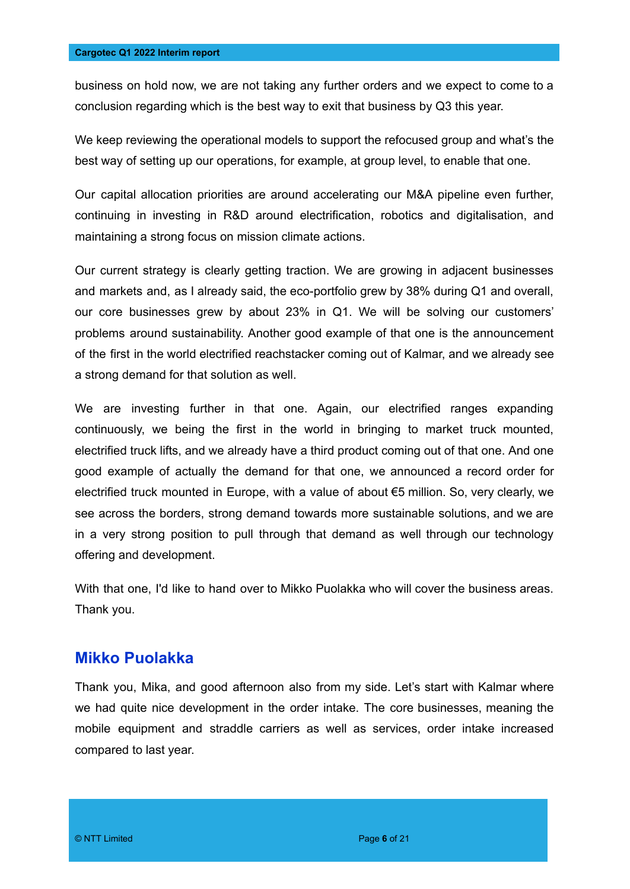business on hold now, we are not taking any further orders and we expect to come to a conclusion regarding which is the best way to exit that business by Q3 this year.

We keep reviewing the operational models to support the refocused group and what's the best way of setting up our operations, for example, at group level, to enable that one.

Our capital allocation priorities are around accelerating our M&A pipeline even further, continuing in investing in R&D around electrification, robotics and digitalisation, and maintaining a strong focus on mission climate actions.

Our current strategy is clearly getting traction. We are growing in adjacent businesses and markets and, as I already said, the eco-portfolio grew by 38% during Q1 and overall, our core businesses grew by about 23% in Q1. We will be solving our customers' problems around sustainability. Another good example of that one is the announcement of the first in the world electrified reachstacker coming out of Kalmar, and we already see a strong demand for that solution as well.

We are investing further in that one. Again, our electrified ranges expanding continuously, we being the first in the world in bringing to market truck mounted, electrified truck lifts, and we already have a third product coming out of that one. And one good example of actually the demand for that one, we announced a record order for electrified truck mounted in Europe, with a value of about €5 million. So, very clearly, we see across the borders, strong demand towards more sustainable solutions, and we are in a very strong position to pull through that demand as well through our technology offering and development.

With that one, I'd like to hand over to Mikko Puolakka who will cover the business areas. Thank you.

## Mikko Puolakka

Thank you, Mika, and good afternoon also from my side. Let's start with Kalmar where we had quite nice development in the order intake. The core businesses, meaning the mobile equipment and straddle carriers as well as services, order intake increased compared to last year.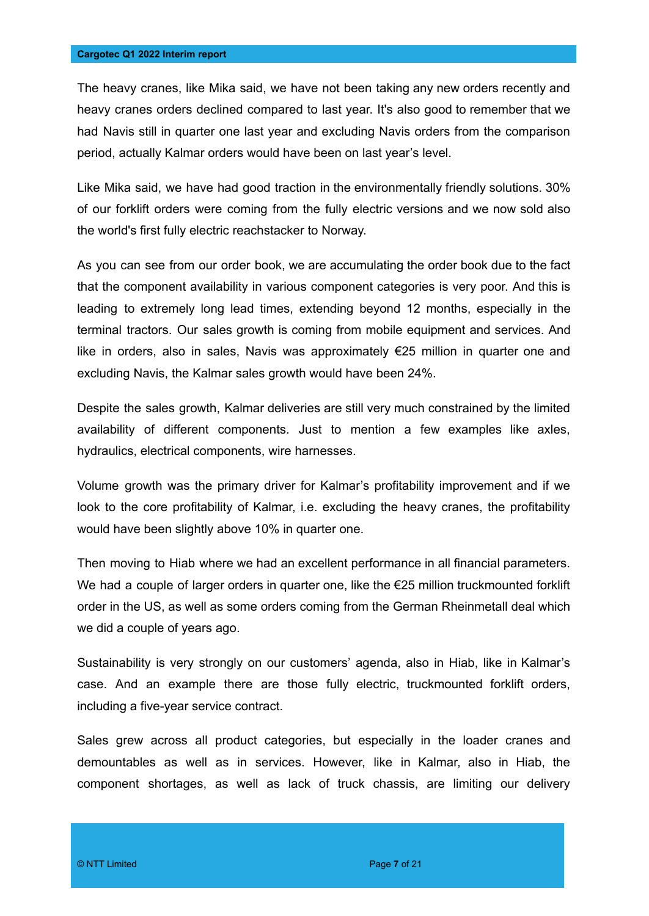The heavy cranes, like Mika said, we have not been taking any new orders recently and heavy cranes orders declined compared to last year. It's also good to remember that we had Navis still in quarter one last year and excluding Navis orders from the comparison period, actually Kalmar orders would have been on last year's level.

Like Mika said, we have had good traction in the environmentally friendly solutions. 30% of our forklift orders were coming from the fully electric versions and we now sold also the world's first fully electric reachstacker to Norway.

As you can see from our order book, we are accumulating the order book due to the fact that the component availability in various component categories is very poor. And this is leading to extremely long lead times, extending beyond 12 months, especially in the terminal tractors. Our sales growth is coming from mobile equipment and services. And like in orders, also in sales, Navis was approximately €25 million in quarter one and excluding Navis, the Kalmar sales growth would have been 24%.

Despite the sales growth, Kalmar deliveries are still very much constrained by the limited availability of different components. Just to mention a few examples like axles, hydraulics, electrical components, wire harnesses.

Volume growth was the primary driver for Kalmar's profitability improvement and if we look to the core profitability of Kalmar, i.e. excluding the heavy cranes, the profitability would have been slightly above 10% in quarter one.

Then moving to Hiab where we had an excellent performance in all financial parameters. We had a couple of larger orders in quarter one, like the €25 million truckmounted forklift order in the US, as well as some orders coming from the German Rheinmetall deal which we did a couple of years ago.

Sustainability is very strongly on our customers' agenda, also in Hiab, like in Kalmar's case. And an example there are those fully electric, truckmounted forklift orders, including a five-year service contract.

Sales grew across all product categories, but especially in the loader cranes and demountables as well as in services. However, like in Kalmar, also in Hiab, the component shortages, as well as lack of truck chassis, are limiting our delivery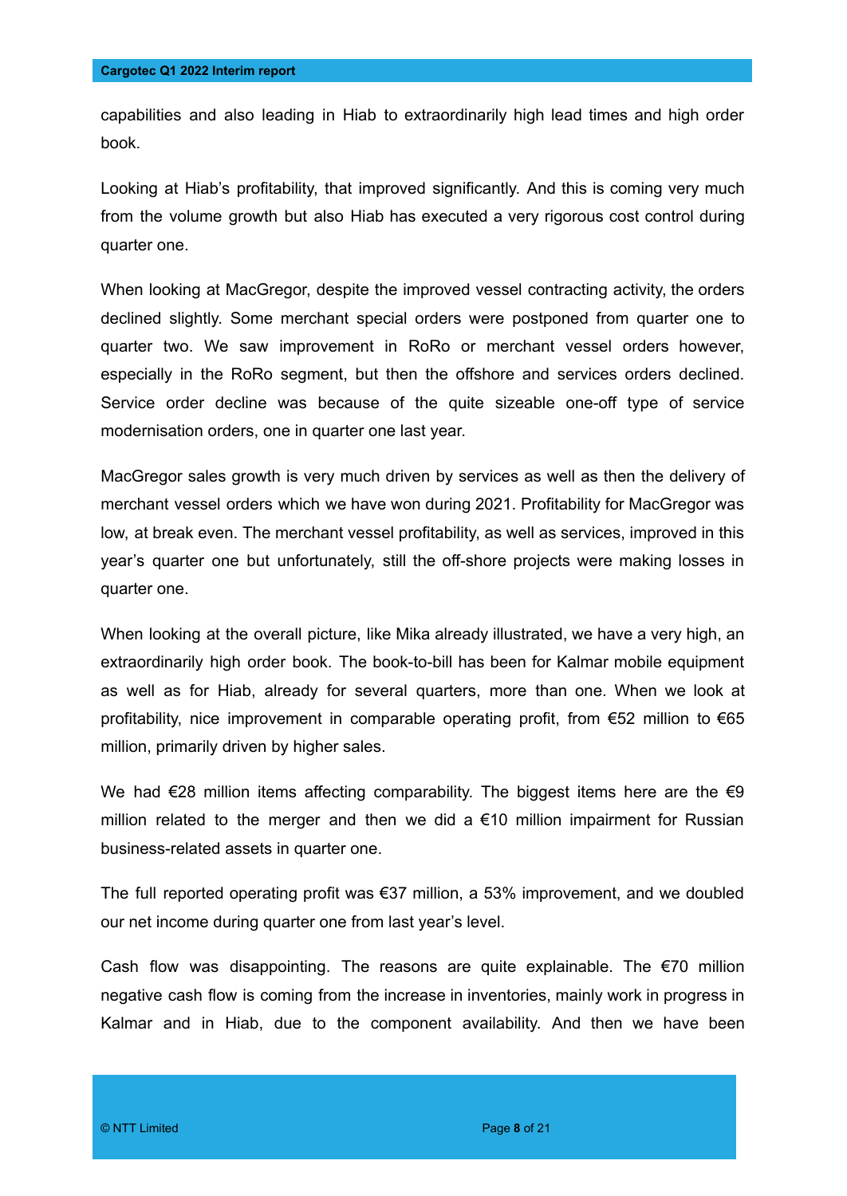capabilities and also leading in Hiab to extraordinarily high lead times and high order book.

Looking at Hiab's profitability, that improved significantly. And this is coming very much from the volume growth but also Hiab has executed a very rigorous cost control during quarter one.

When looking at MacGregor, despite the improved vessel contracting activity, the orders declined slightly. Some merchant special orders were postponed from quarter one to quarter two. We saw improvement in RoRo or merchant vessel orders however, especially in the RoRo segment, but then the offshore and services orders declined. Service order decline was because of the quite sizeable one-off type of service modernisation orders, one in quarter one last year.

MacGregor sales growth is very much driven by services as well as then the delivery of merchant vessel orders which we have won during 2021. Profitability for MacGregor was low, at break even. The merchant vessel profitability, as well as services, improved in this year's quarter one but unfortunately, still the off-shore projects were making losses in quarter one.

When looking at the overall picture, like Mika already illustrated, we have a very high, an extraordinarily high order book. The book-to-bill has been for Kalmar mobile equipment as well as for Hiab, already for several quarters, more than one. When we look at profitability, nice improvement in comparable operating profit, from €52 million to €65 million, primarily driven by higher sales.

We had €28 million items affecting comparability. The biggest items here are the €9 million related to the merger and then we did a €10 million impairment for Russian business-related assets in quarter one.

The full reported operating profit was €37 million, a 53% improvement, and we doubled our net income during quarter one from last year's level.

Cash flow was disappointing. The reasons are quite explainable. The €70 million negative cash flow is coming from the increase in inventories, mainly work in progress in Kalmar and in Hiab, due to the component availability. And then we have been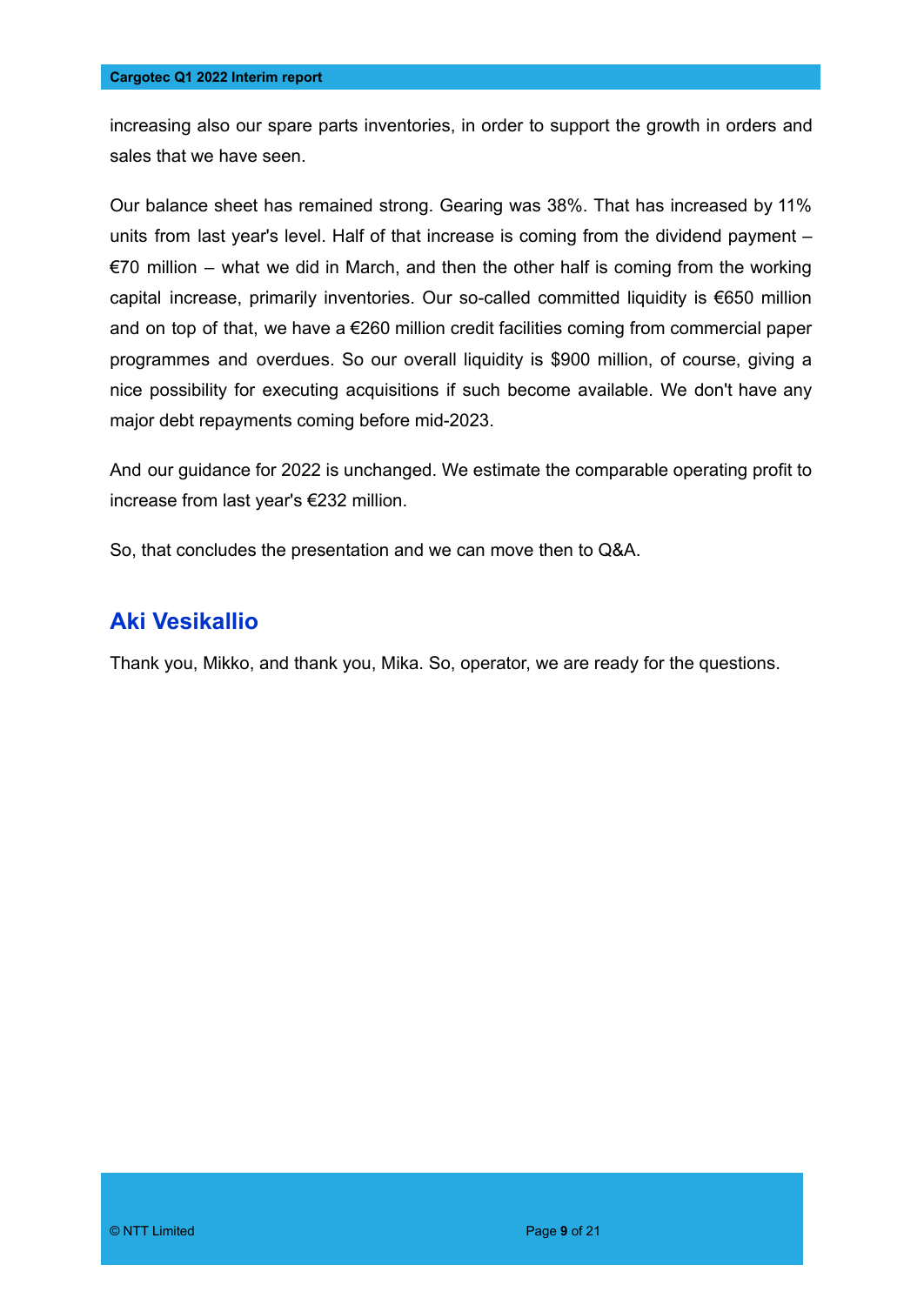increasing also our spare parts inventories, in order to support the growth in orders and sales that we have seen.

Our balance sheet has remained strong. Gearing was 38%. That has increased by 11% units from last year's level. Half of that increase is coming from the dividend payment – €70 million – what we did in March, and then the other half is coming from the working capital increase, primarily inventories. Our so-called committed liquidity is €650 million and on top of that, we have a €260 million credit facilities coming from commercial paper programmes and overdues. So our overall liquidity is $900 million, of course, giving a nice possibility for executing acquisitions if such become available. We don't have any major debt repayments coming before mid-2023.

And our guidance for 2022 is unchanged. We estimate the comparable operating profit to increase from last year's €232 million.

So, that concludes the presentation and we can move then to Q&A.

## Aki Vesikallio

Thank you, Mikko, and thank you, Mika. So, operator, we are ready for the questions.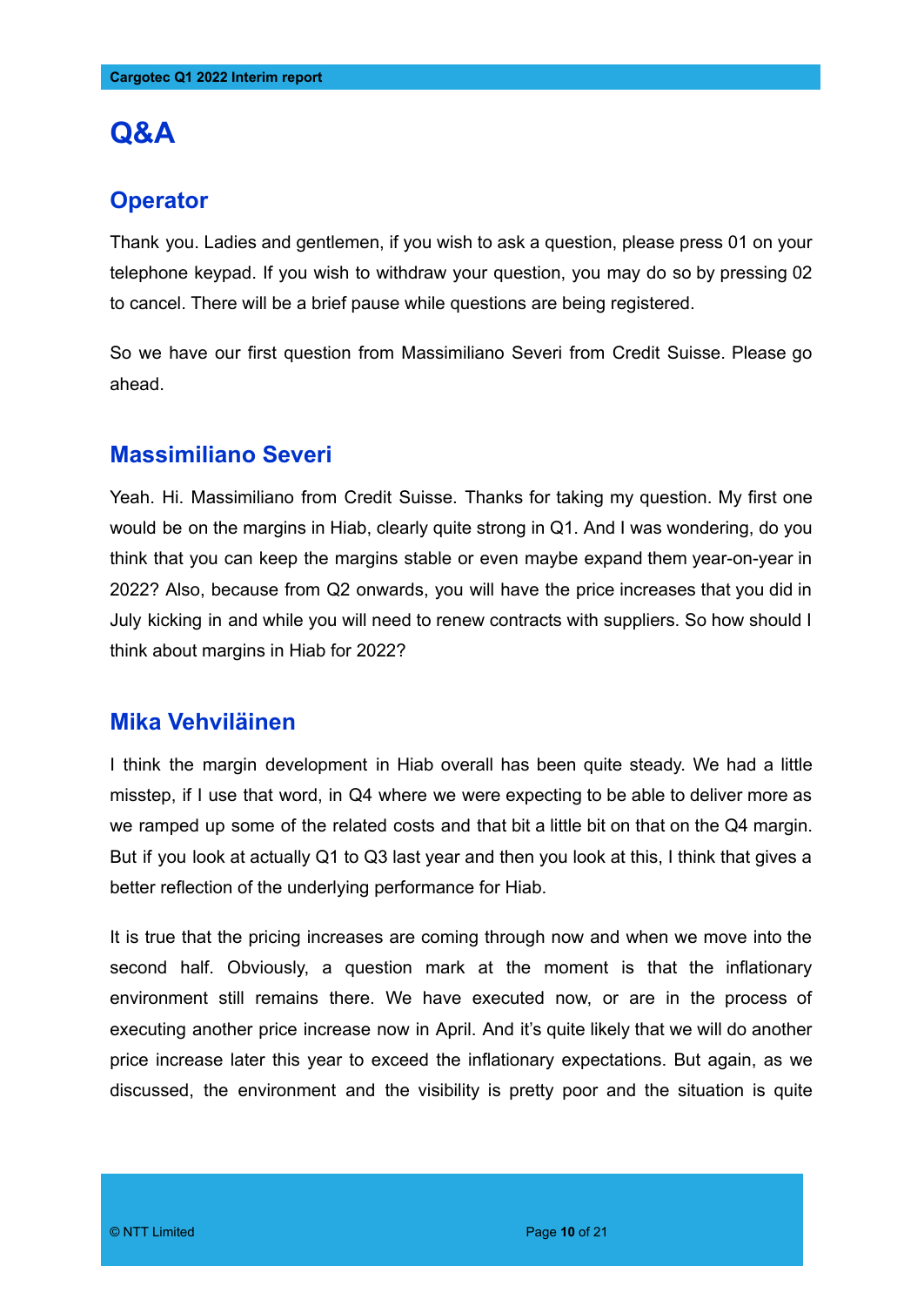# Q&A

## Operator

Thank you. Ladies and gentlemen, if you wish to ask a question, please press 01 on your telephone keypad. If you wish to withdraw your question, you may do so by pressing 02 to cancel. There will be a brief pause while questions are being registered.

So we have our first question from Massimiliano Severi from Credit Suisse. Please go ahead.

## Massimiliano Severi

Yeah. Hi. Massimiliano from Credit Suisse. Thanks for taking my question. My first one would be on the margins in Hiab, clearly quite strong in Q1. And I was wondering, do you think that you can keep the margins stable or even maybe expand them year-on-year in 2022? Also, because from Q2 onwards, you will have the price increases that you did in July kicking in and while you will need to renew contracts with suppliers. So how should I think about margins in Hiab for 2022?

## Mika Vehviläinen

I think the margin development in Hiab overall has been quite steady. We had a little misstep, if I use that word, in Q4 where we were expecting to be able to deliver more as we ramped up some of the related costs and that bit a little bit on that on the Q4 margin. But if you look at actually Q1 to Q3 last year and then you look at this, I think that gives a better reflection of the underlying performance for Hiab.

It is true that the pricing increases are coming through now and when we move into the second half. Obviously, a question mark at the moment is that the inflationary environment still remains there. We have executed now, or are in the process of executing another price increase now in April. And it's quite likely that we will do another price increase later this year to exceed the inflationary expectations. But again, as we discussed, the environment and the visibility is pretty poor and the situation is quite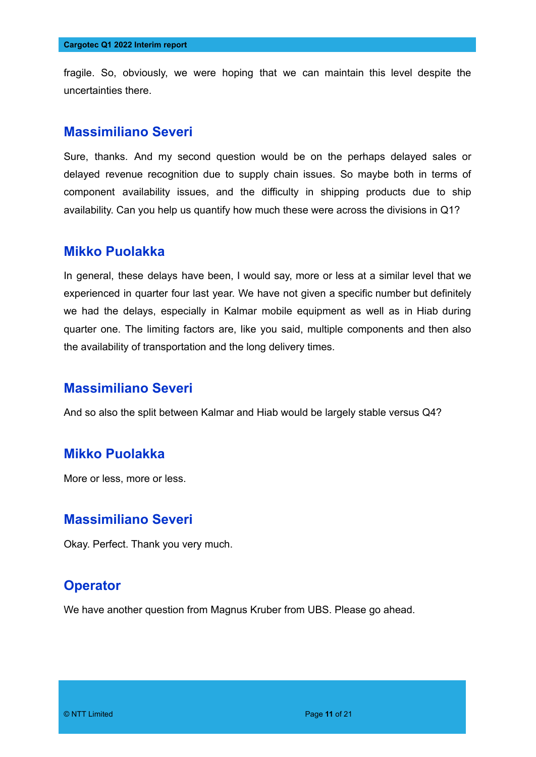fragile. So, obviously, we were hoping that we can maintain this level despite the uncertainties there.

## Massimiliano Severi

Sure, thanks. And my second question would be on the perhaps delayed sales or delayed revenue recognition due to supply chain issues. So maybe both in terms of component availability issues, and the difficulty in shipping products due to ship availability. Can you help us quantify how much these were across the divisions in Q1?

## Mikko Puolakka

In general, these delays have been, I would say, more or less at a similar level that we experienced in quarter four last year. We have not given a specific number but definitely we had the delays, especially in Kalmar mobile equipment as well as in Hiab during quarter one. The limiting factors are, like you said, multiple components and then also the availability of transportation and the long delivery times.

## Massimiliano Severi

And so also the split between Kalmar and Hiab would be largely stable versus Q4?

## Mikko Puolakka

More or less, more or less.

## Massimiliano Severi

Okay. Perfect. Thank you very much.

## Operator

We have another question from Magnus Kruber from UBS. Please go ahead.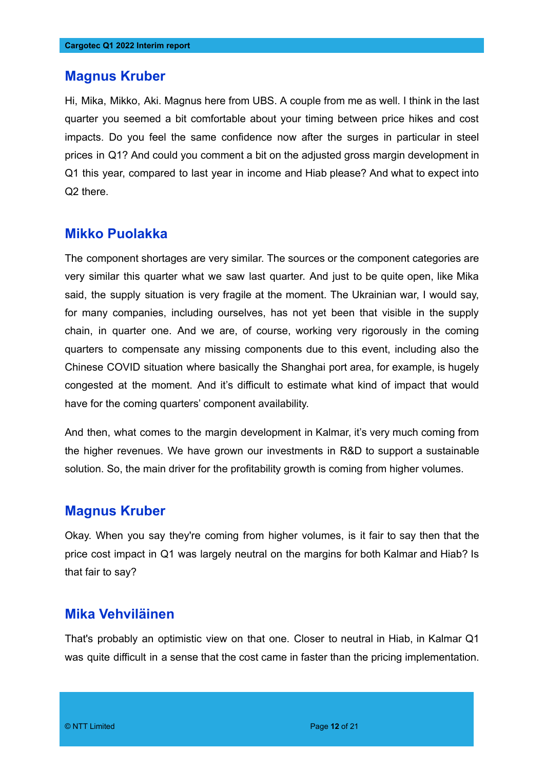## Magnus Kruber

Hi, Mika, Mikko, Aki. Magnus here from UBS. A couple from me as well. I think in the last quarter you seemed a bit comfortable about your timing between price hikes and cost impacts. Do you feel the same confidence now after the surges in particular in steel prices in Q1? And could you comment a bit on the adjusted gross margin development in Q1 this year, compared to last year in income and Hiab please? And what to expect into Q2 there.

## Mikko Puolakka

The component shortages are very similar. The sources or the component categories are very similar this quarter what we saw last quarter. And just to be quite open, like Mika said, the supply situation is very fragile at the moment. The Ukrainian war, I would say, for many companies, including ourselves, has not yet been that visible in the supply chain, in quarter one. And we are, of course, working very rigorously in the coming quarters to compensate any missing components due to this event, including also the Chinese COVID situation where basically the Shanghai port area, for example, is hugely congested at the moment. And it's difficult to estimate what kind of impact that would have for the coming quarters' component availability.

And then, what comes to the margin development in Kalmar, it's very much coming from the higher revenues. We have grown our investments in R&D to support a sustainable solution. So, the main driver for the profitability growth is coming from higher volumes.

## Magnus Kruber

Okay. When you say they're coming from higher volumes, is it fair to say then that the price cost impact in Q1 was largely neutral on the margins for both Kalmar and Hiab? Is that fair to say?

## Mika Vehviläinen

That's probably an optimistic view on that one. Closer to neutral in Hiab, in Kalmar Q1 was quite difficult in a sense that the cost came in faster than the pricing implementation.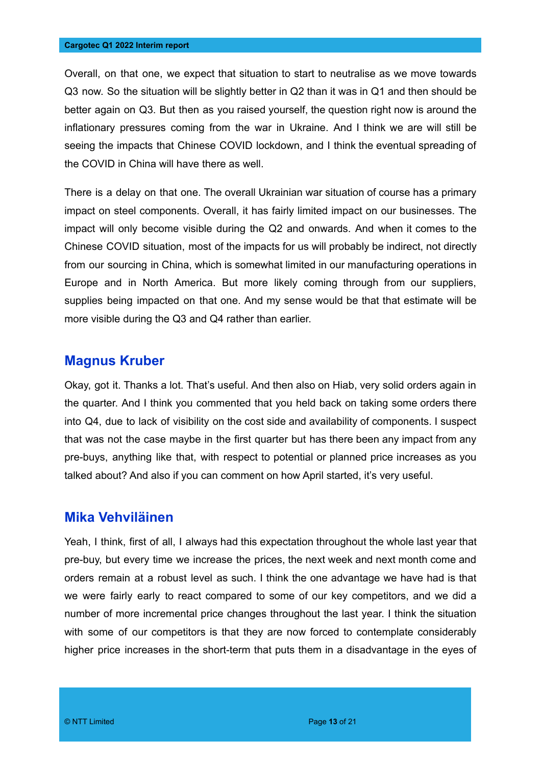Overall, on that one, we expect that situation to start to neutralise as we move towards Q3 now. So the situation will be slightly better in Q2 than it was in Q1 and then should be better again on Q3. But then as you raised yourself, the question right now is around the inflationary pressures coming from the war in Ukraine. And I think we are will still be seeing the impacts that Chinese COVID lockdown, and I think the eventual spreading of the COVID in China will have there as well.

There is a delay on that one. The overall Ukrainian war situation of course has a primary impact on steel components. Overall, it has fairly limited impact on our businesses. The impact will only become visible during the Q2 and onwards. And when it comes to the Chinese COVID situation, most of the impacts for us will probably be indirect, not directly from our sourcing in China, which is somewhat limited in our manufacturing operations in Europe and in North America. But more likely coming through from our suppliers, supplies being impacted on that one. And my sense would be that that estimate will be more visible during the Q3 and Q4 rather than earlier.

## Magnus Kruber

Okay, got it. Thanks a lot. That's useful. And then also on Hiab, very solid orders again in the quarter. And I think you commented that you held back on taking some orders there into Q4, due to lack of visibility on the cost side and availability of components. I suspect that was not the case maybe in the first quarter but has there been any impact from any pre-buys, anything like that, with respect to potential or planned price increases as you talked about? And also if you can comment on how April started, it's very useful.

## Mika Vehviläinen

Yeah, I think, first of all, I always had this expectation throughout the whole last year that pre-buy, but every time we increase the prices, the next week and next month come and orders remain at a robust level as such. I think the one advantage we have had is that we were fairly early to react compared to some of our key competitors, and we did a number of more incremental price changes throughout the last year. I think the situation with some of our competitors is that they are now forced to contemplate considerably higher price increases in the short-term that puts them in a disadvantage in the eyes of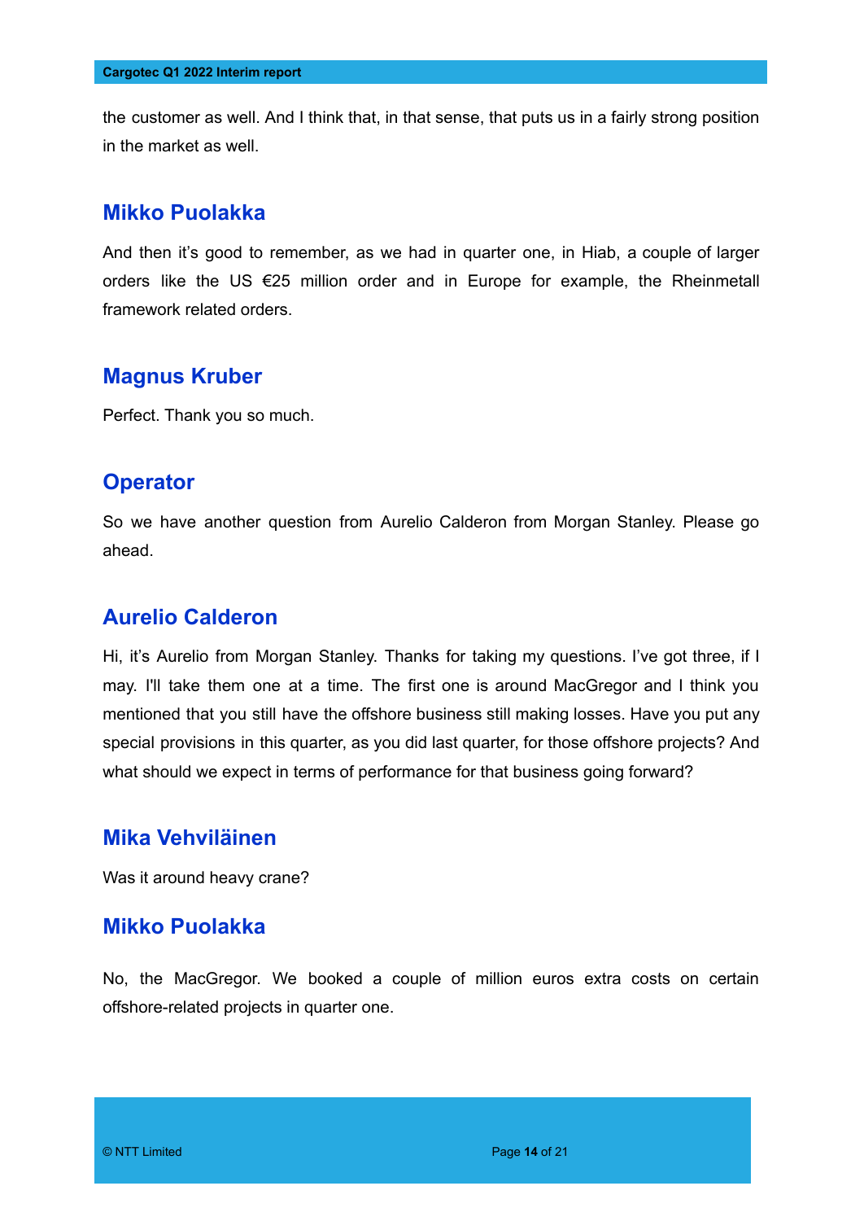the customer as well. And I think that, in that sense, that puts us in a fairly strong position in the market as well.

## Mikko Puolakka

And then it's good to remember, as we had in quarter one, in Hiab, a couple of larger orders like the US €25 million order and in Europe for example, the Rheinmetall framework related orders.

## Magnus Kruber

Perfect. Thank you so much.

## Operator

So we have another question from Aurelio Calderon from Morgan Stanley. Please go ahead.

## Aurelio Calderon

Hi, it's Aurelio from Morgan Stanley. Thanks for taking my questions. I've got three, if I may. I'll take them one at a time. The first one is around MacGregor and I think you mentioned that you still have the offshore business still making losses. Have you put any special provisions in this quarter, as you did last quarter, for those offshore projects? And what should we expect in terms of performance for that business going forward?

## Mika Vehviläinen

Was it around heavy crane?

## Mikko Puolakka

No, the MacGregor. We booked a couple of million euros extra costs on certain offshore-related projects in quarter one.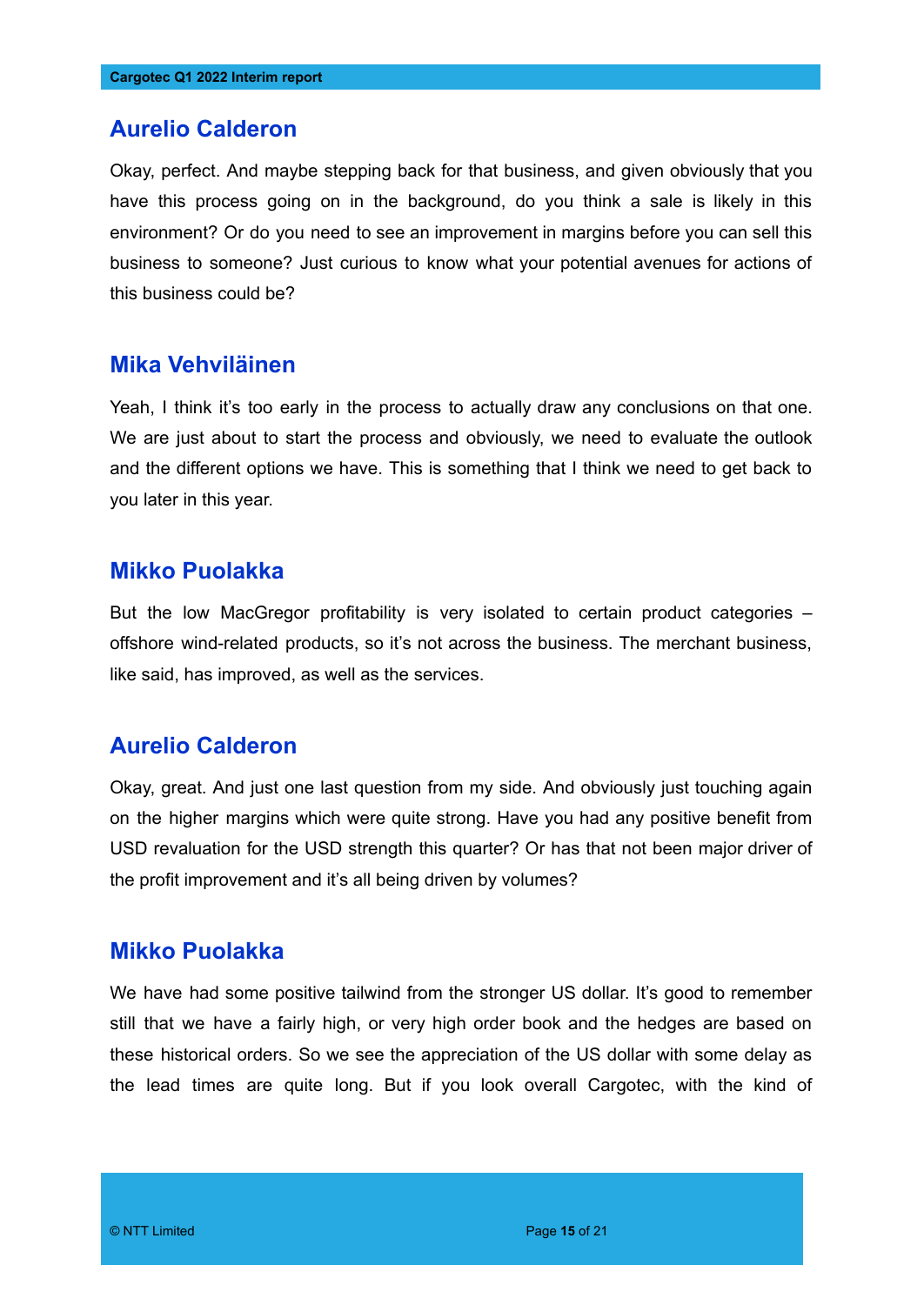## Aurelio Calderon

Okay, perfect. And maybe stepping back for that business, and given obviously that you have this process going on in the background, do you think a sale is likely in this environment? Or do you need to see an improvement in margins before you can sell this business to someone? Just curious to know what your potential avenues for actions of this business could be?

## Mika Vehviläinen

Yeah, I think it's too early in the process to actually draw any conclusions on that one. We are just about to start the process and obviously, we need to evaluate the outlook and the different options we have. This is something that I think we need to get back to you later in this year.

## Mikko Puolakka

But the low MacGregor profitability is very isolated to certain product categories – offshore wind-related products, so it's not across the business. The merchant business, like said, has improved, as well as the services.

## Aurelio Calderon

Okay, great. And just one last question from my side. And obviously just touching again on the higher margins which were quite strong. Have you had any positive benefit from USD revaluation for the USD strength this quarter? Or has that not been major driver of the profit improvement and it's all being driven by volumes?

## Mikko Puolakka

We have had some positive tailwind from the stronger US dollar. It's good to remember still that we have a fairly high, or very high order book and the hedges are based on these historical orders. So we see the appreciation of the US dollar with some delay as the lead times are quite long. But if you look overall Cargotec, with the kind of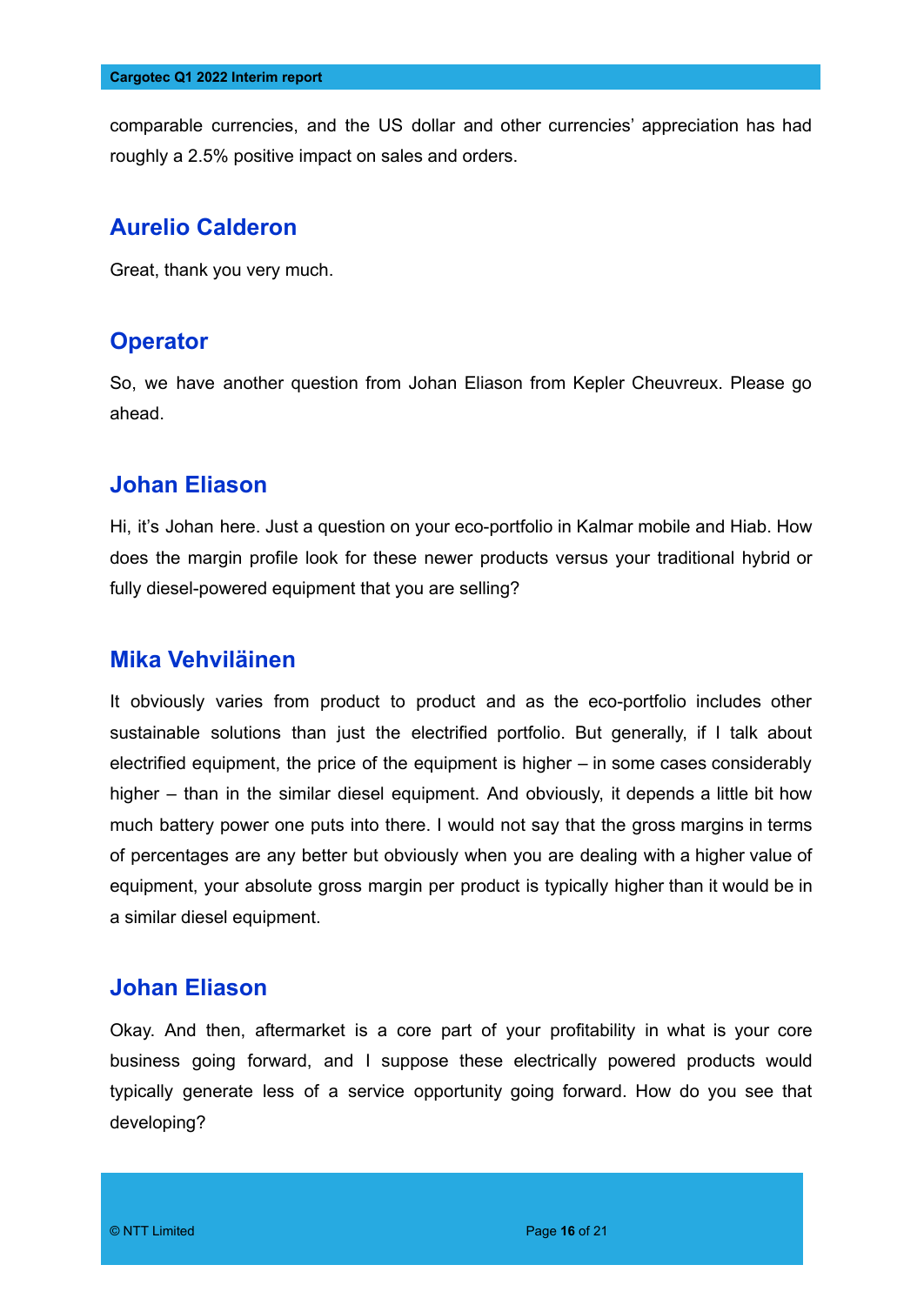comparable currencies, and the US dollar and other currencies' appreciation has had roughly a 2.5% positive impact on sales and orders.

## Aurelio Calderon

Great, thank you very much.

## Operator

So, we have another question from Johan Eliason from Kepler Cheuvreux. Please go ahead.

## Johan Eliason

Hi, it's Johan here. Just a question on your eco-portfolio in Kalmar mobile and Hiab. How does the margin profile look for these newer products versus your traditional hybrid or fully diesel-powered equipment that you are selling?

## Mika Vehviläinen

It obviously varies from product to product and as the eco-portfolio includes other sustainable solutions than just the electrified portfolio. But generally, if I talk about electrified equipment, the price of the equipment is higher – in some cases considerably higher – than in the similar diesel equipment. And obviously, it depends a little bit how much battery power one puts into there. I would not say that the gross margins in terms of percentages are any better but obviously when you are dealing with a higher value of equipment, your absolute gross margin per product is typically higher than it would be in a similar diesel equipment.

## Johan Eliason

Okay. And then, aftermarket is a core part of your profitability in what is your core business going forward, and I suppose these electrically powered products would typically generate less of a service opportunity going forward. How do you see that developing?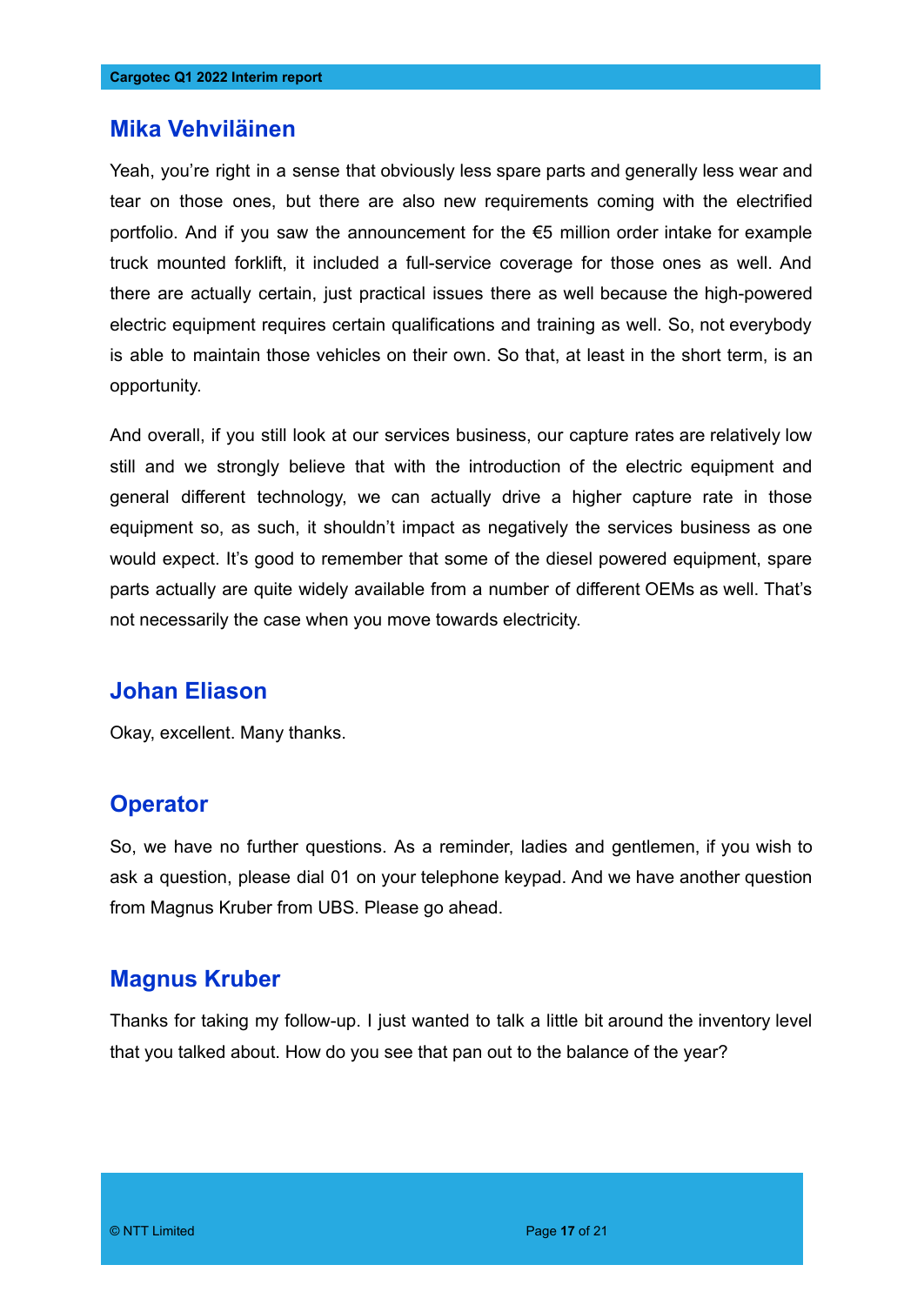## Mika Vehviläinen

Yeah, you're right in a sense that obviously less spare parts and generally less wear and tear on those ones, but there are also new requirements coming with the electrified portfolio. And if you saw the announcement for the €5 million order intake for example truck mounted forklift, it included a full-service coverage for those ones as well. And there are actually certain, just practical issues there as well because the high-powered electric equipment requires certain qualifications and training as well. So, not everybody is able to maintain those vehicles on their own. So that, at least in the short term, is an opportunity.

And overall, if you still look at our services business, our capture rates are relatively low still and we strongly believe that with the introduction of the electric equipment and general different technology, we can actually drive a higher capture rate in those equipment so, as such, it shouldn't impact as negatively the services business as one would expect. It's good to remember that some of the diesel powered equipment, spare parts actually are quite widely available from a number of different OEMs as well. That's not necessarily the case when you move towards electricity.

## Johan Eliason

Okay, excellent. Many thanks.

## Operator

So, we have no further questions. As a reminder, ladies and gentlemen, if you wish to ask a question, please dial 01 on your telephone keypad. And we have another question from Magnus Kruber from UBS. Please go ahead.

## Magnus Kruber

Thanks for taking my follow-up. I just wanted to talk a little bit around the inventory level that you talked about. How do you see that pan out to the balance of the year?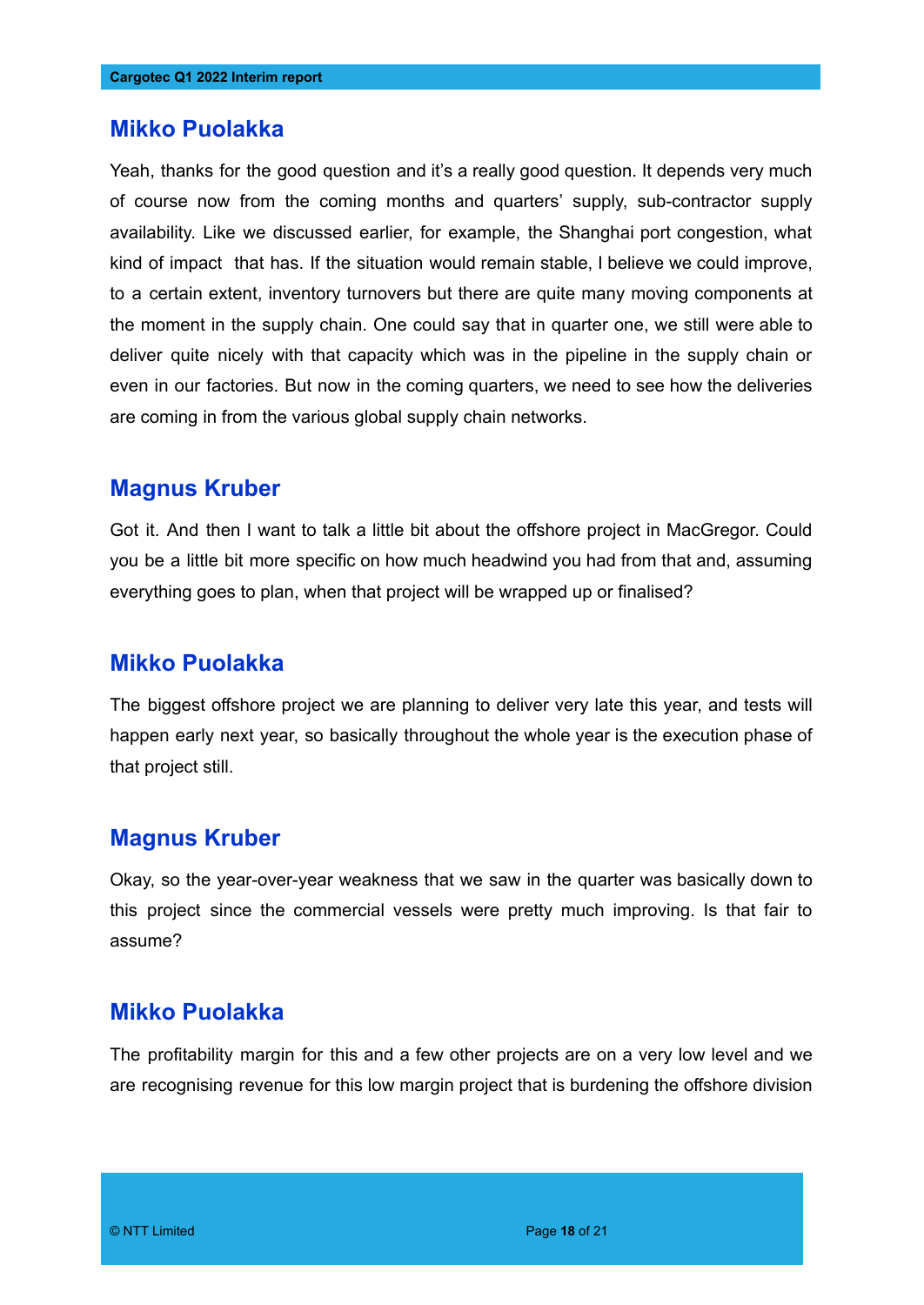## Mikko Puolakka

Yeah, thanks for the good question and it's a really good question. It depends very much of course now from the coming months and quarters' supply, sub-contractor supply availability. Like we discussed earlier, for example, the Shanghai port congestion, what kind of impact that has. If the situation would remain stable, I believe we could improve, to a certain extent, inventory turnovers but there are quite many moving components at the moment in the supply chain. One could say that in quarter one, we still were able to deliver quite nicely with that capacity which was in the pipeline in the supply chain or even in our factories. But now in the coming quarters, we need to see how the deliveries are coming in from the various global supply chain networks.

## Magnus Kruber

Got it. And then I want to talk a little bit about the offshore project in MacGregor. Could you be a little bit more specific on how much headwind you had from that and, assuming everything goes to plan, when that project will be wrapped up or finalised?

## Mikko Puolakka

The biggest offshore project we are planning to deliver very late this year, and tests will happen early next year, so basically throughout the whole year is the execution phase of that project still.

## Magnus Kruber

Okay, so the year-over-year weakness that we saw in the quarter was basically down to this project since the commercial vessels were pretty much improving. Is that fair to assume?

## Mikko Puolakka

The profitability margin for this and a few other projects are on a very low level and we are recognising revenue for this low margin project that is burdening the offshore division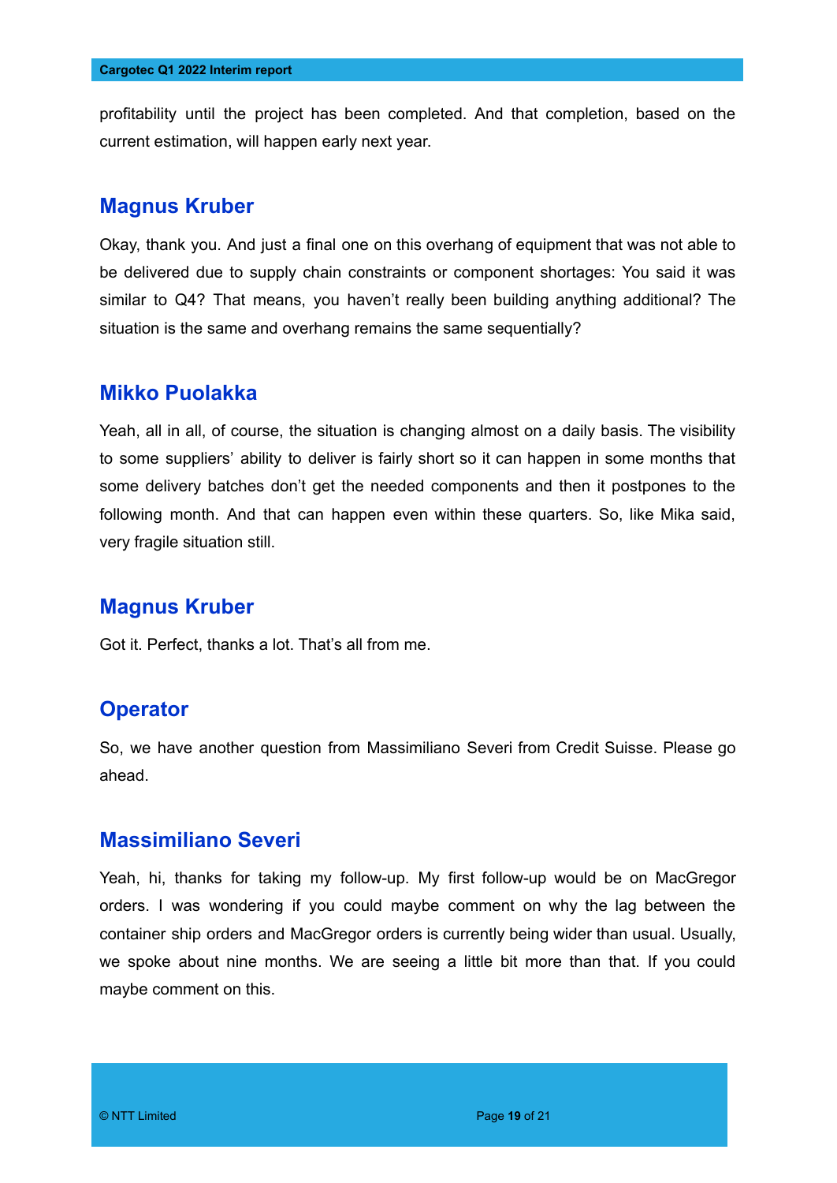profitability until the project has been completed. And that completion, based on the current estimation, will happen early next year.

## Magnus Kruber

Okay, thank you. And just a final one on this overhang of equipment that was not able to be delivered due to supply chain constraints or component shortages: You said it was similar to Q4? That means, you haven't really been building anything additional? The situation is the same and overhang remains the same sequentially?

## Mikko Puolakka

Yeah, all in all, of course, the situation is changing almost on a daily basis. The visibility to some suppliers' ability to deliver is fairly short so it can happen in some months that some delivery batches don't get the needed components and then it postpones to the following month. And that can happen even within these quarters. So, like Mika said, very fragile situation still.

## Magnus Kruber

Got it. Perfect, thanks a lot. That's all from me.

## Operator

So, we have another question from Massimiliano Severi from Credit Suisse. Please go ahead.

## Massimiliano Severi

Yeah, hi, thanks for taking my follow-up. My first follow-up would be on MacGregor orders. I was wondering if you could maybe comment on why the lag between the container ship orders and MacGregor orders is currently being wider than usual. Usually, we spoke about nine months. We are seeing a little bit more than that. If you could maybe comment on this.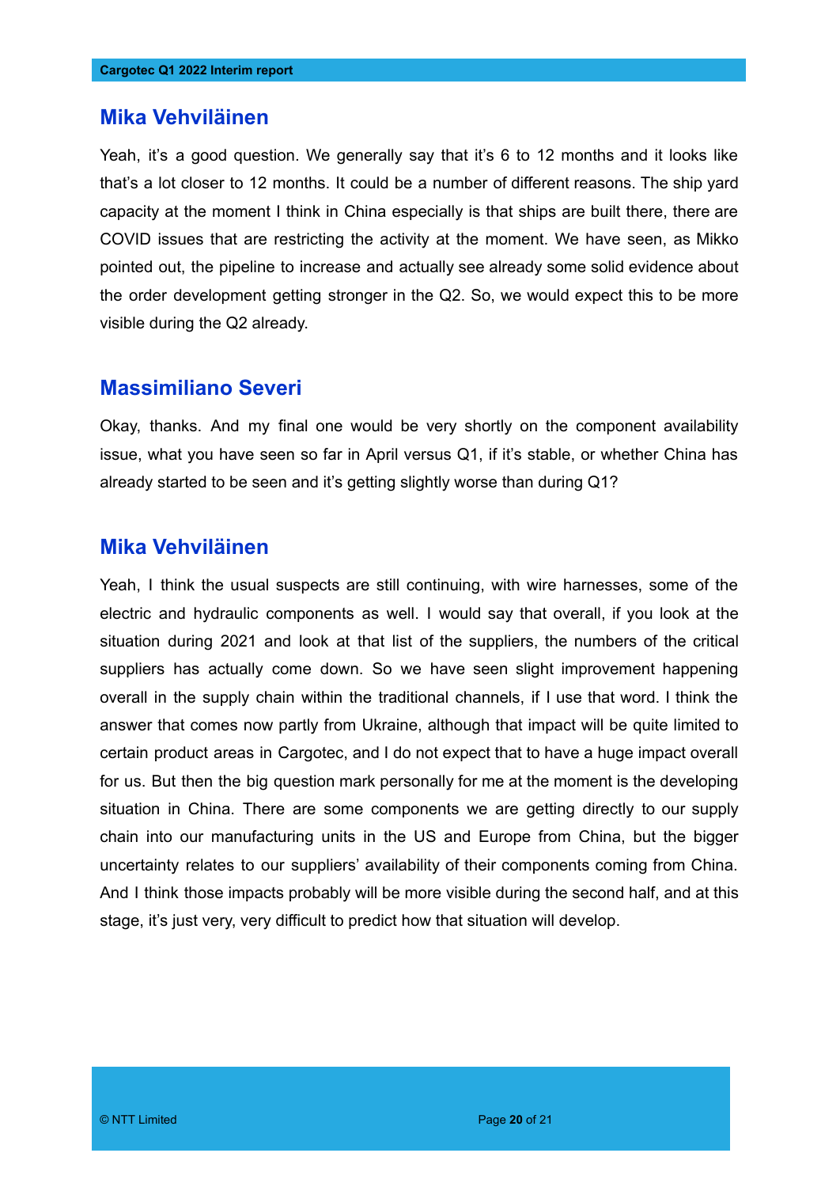## Mika Vehviläinen

Yeah, it's a good question. We generally say that it's 6 to 12 months and it looks like that's a lot closer to 12 months. It could be a number of different reasons. The ship yard capacity at the moment I think in China especially is that ships are built there, there are COVID issues that are restricting the activity at the moment. We have seen, as Mikko pointed out, the pipeline to increase and actually see already some solid evidence about the order development getting stronger in the Q2. So, we would expect this to be more visible during the Q2 already.

## Massimiliano Severi

Okay, thanks. And my final one would be very shortly on the component availability issue, what you have seen so far in April versus Q1, if it's stable, or whether China has already started to be seen and it's getting slightly worse than during Q1?

## Mika Vehviläinen

Yeah, I think the usual suspects are still continuing, with wire harnesses, some of the electric and hydraulic components as well. I would say that overall, if you look at the situation during 2021 and look at that list of the suppliers, the numbers of the critical suppliers has actually come down. So we have seen slight improvement happening overall in the supply chain within the traditional channels, if I use that word. I think the answer that comes now partly from Ukraine, although that impact will be quite limited to certain product areas in Cargotec, and I do not expect that to have a huge impact overall for us. But then the big question mark personally for me at the moment is the developing situation in China. There are some components we are getting directly to our supply chain into our manufacturing units in the US and Europe from China, but the bigger uncertainty relates to our suppliers' availability of their components coming from China. And I think those impacts probably will be more visible during the second half, and at this stage, it's just very, very difficult to predict how that situation will develop.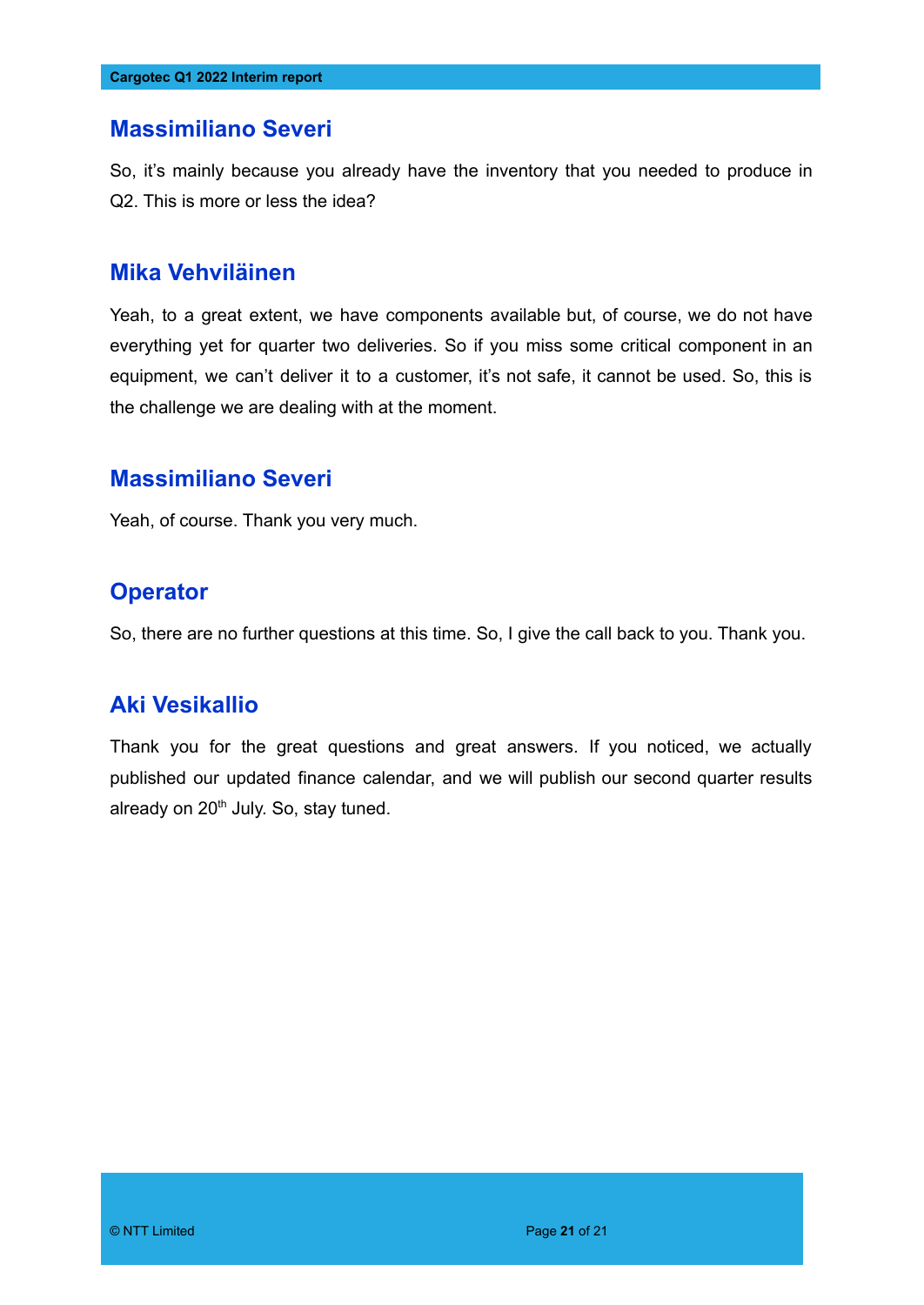## Massimiliano Severi

So, it's mainly because you already have the inventory that you needed to produce in Q2. This is more or less the idea?

## Mika Vehviläinen

Yeah, to a great extent, we have components available but, of course, we do not have everything yet for quarter two deliveries. So if you miss some critical component in an equipment, we can't deliver it to a customer, it's not safe, it cannot be used. So, this is the challenge we are dealing with at the moment.

## Massimiliano Severi

Yeah, of course. Thank you very much.

## Operator

So, there are no further questions at this time. So, I give the call back to you. Thank you.

## Aki Vesikallio

Thank you for the great questions and great answers. If you noticed, we actually published our updated finance calendar, and we will publish our second quarter results already on 20th July. So, stay tuned.